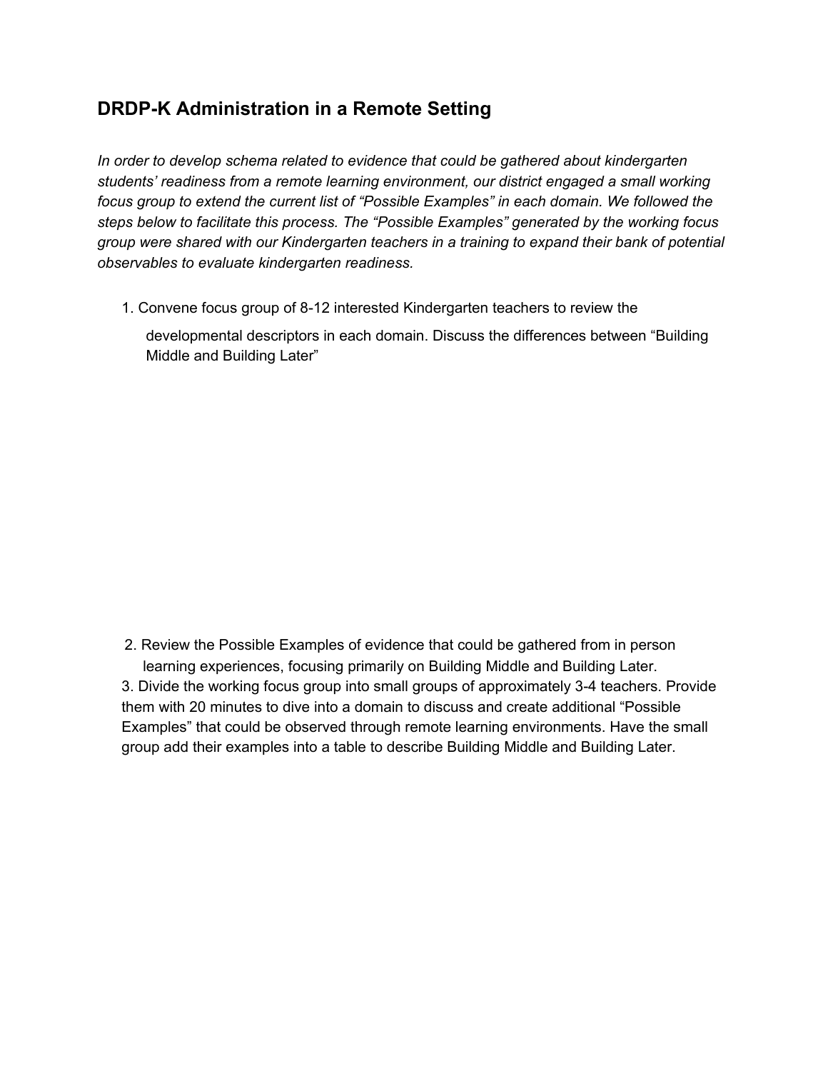## DRDP-K Administration in a Remote Setting

*In order to develop schema related to evidence that could be gathered about kindergarten students' readiness from a remote learning environment, our district engaged a small working focus group to extend the current list of "Possible Examples" in each domain. We followed the steps below to facilitate this process. The "Possible Examples" generated by the working focus group were shared with our Kindergarten teachers in a training to expand their bank of potential observables to evaluate kindergarten readiness.*

1. Convene focus group of 8-12 interested Kindergarten teachers to review the developmental descriptors in each domain. Discuss the differences between "Building Middle and Building Later"
2. Review the Possible Examples of evidence that could be gathered from in person learning experiences, focusing primarily on Building Middle and Building Later.
3. Divide the working focus group into small groups of approximately 3-4 teachers. Provide them with 20 minutes to dive into a domain to discuss and create additional "Possible Examples" that could be observed through remote learning environments. Have the small group add their examples into a table to describe Building Middle and Building Later.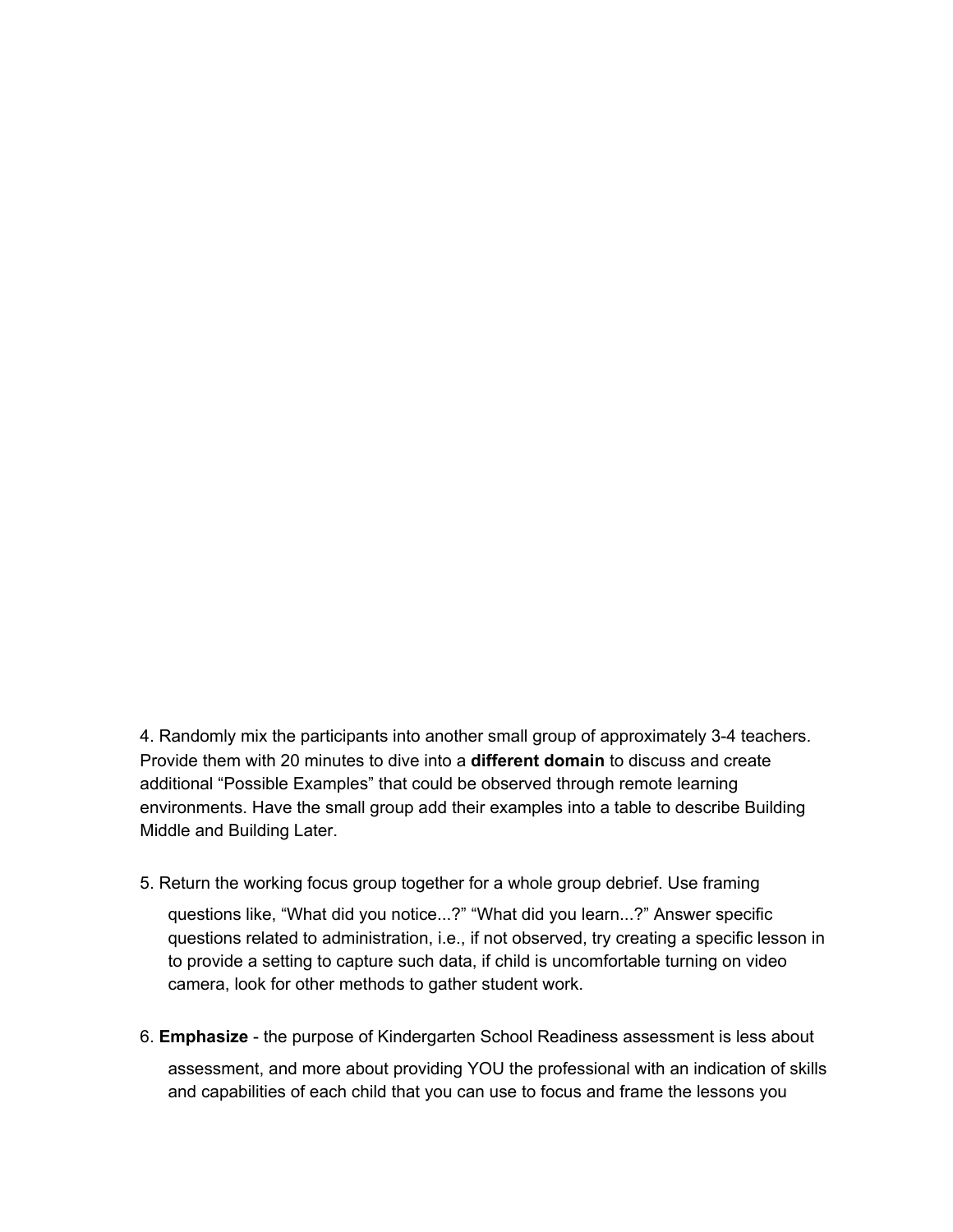4. Randomly mix the participants into another small group of approximately 3-4 teachers. Provide them with 20 minutes to dive into a **different domain** to discuss and create additional "Possible Examples" that could be observed through remote learning environments. Have the small group add their examples into a table to describe Building Middle and Building Later.

5. Return the working focus group together for a whole group debrief. Use framing questions like, "What did you notice...?" "What did you learn...?" Answer specific questions related to administration, i.e., if not observed, try creating a specific lesson in to provide a setting to capture such data, if child is uncomfortable turning on video camera, look for other methods to gather student work.

6. **Emphasize** - the purpose of Kindergarten School Readiness assessment is less about assessment, and more about providing YOU the professional with an indication of skills and capabilities of each child that you can use to focus and frame the lessons you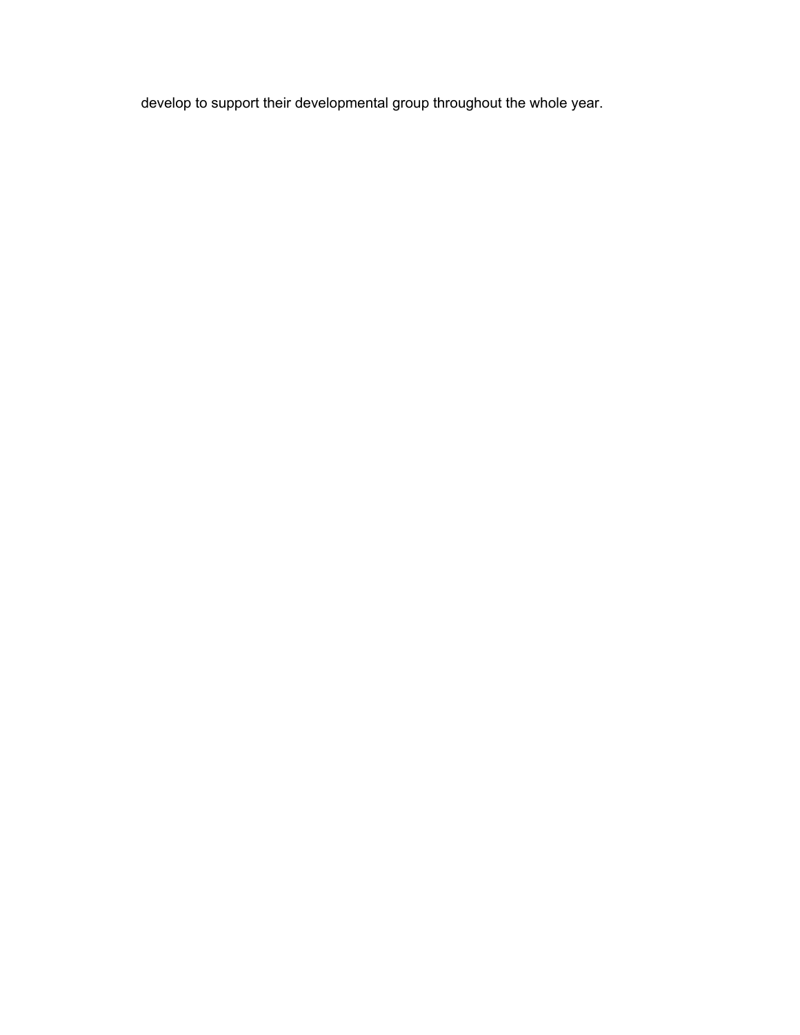develop to support their developmental group throughout the whole year.